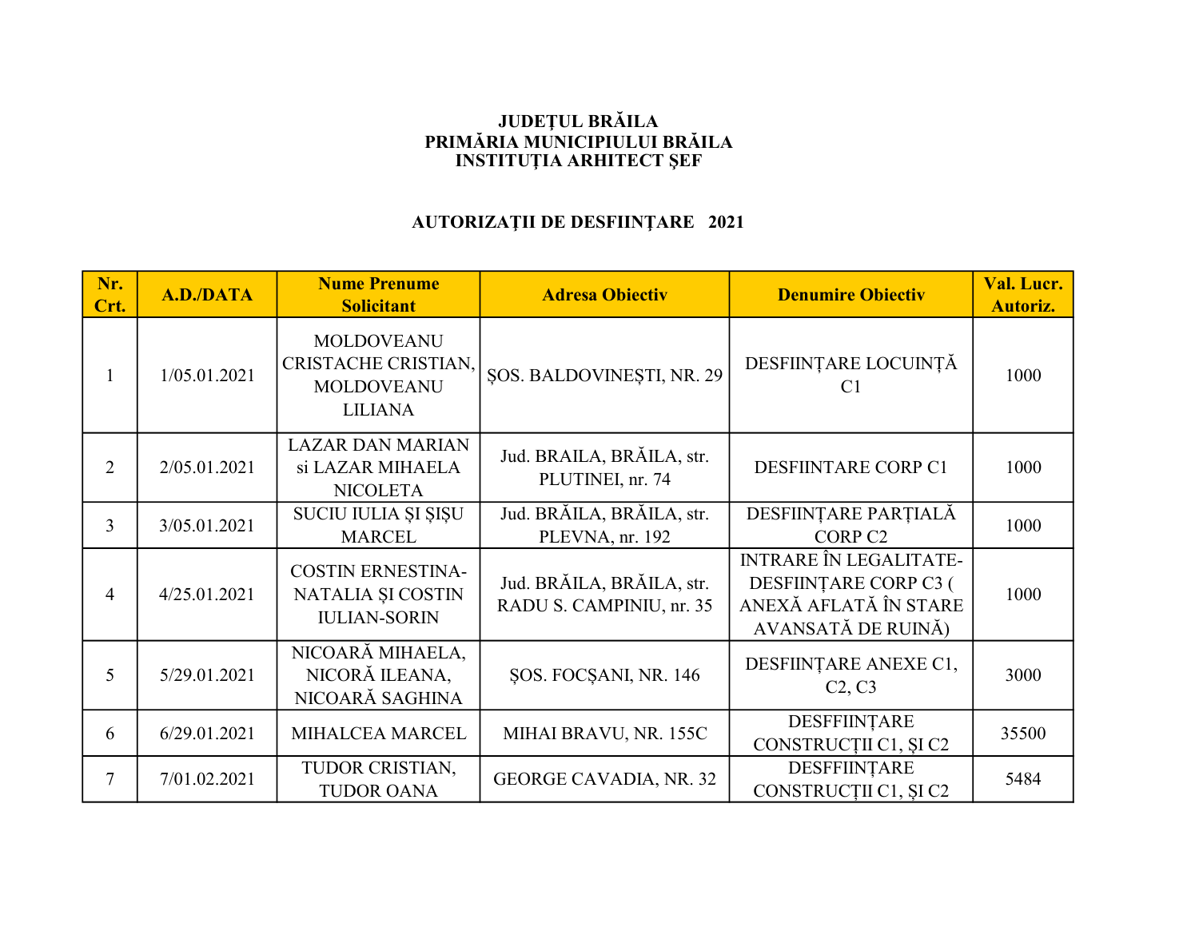**JUDEȚUL BRĂILA**
**PRIMĂRIA MUNICIPIULUI BRĂILA**
**INSTITUȚIA ARHITECT ȘEF**

## AUTORIZAȚII DE DESFIINȚARE 2021

| Nr. Crt. | A.D./DATA | Nume Prenume Solicitant | Adresa Obiectiv | Denumire Obiectiv | Val. Lucr. Autoriz. |
|---|---|---|---|---|---|
| 1 | 1/05.01.2021 | MOLDOVEANU CRISTACHE CRISTIAN, MOLDOVEANU LILIANA | ȘOS. BALDOVINEȘTI, NR. 29 | DESFIINȚARE LOCUINȚĂ C1 | 1000 |
| 2 | 2/05.01.2021 | LAZAR DAN MARIAN si LAZAR MIHAELA NICOLETA | Jud. BRAILA, BRĂILA, str. PLUTINEI, nr. 74 | DESFIINTARE CORP C1 | 1000 |
| 3 | 3/05.01.2021 | SUCIU IULIA ȘI ȘIȘU MARCEL | Jud. BRĂILA, BRĂILA, str. PLEVNA, nr. 192 | DESFIINȚARE PARȚIALĂ CORP C2 | 1000 |
| 4 | 4/25.01.2021 | COSTIN ERNESTINA-NATALIA ȘI COSTIN IULIAN-SORIN | Jud. BRĂILA, BRĂILA, str. RADU S. CAMPINIU, nr. 35 | INTRARE ÎN LEGALITATE-DESFIINȚARE CORP C3 ( ANEXĂ AFLATĂ ÎN STARE AVANSATĂ DE RUINĂ) | 1000 |
| 5 | 5/29.01.2021 | NICOARĂ MIHAELA, NICORĂ ILEANA, NICOARĂ SAGHINA | ȘOS. FOCȘANI, NR. 146 | DESFIINȚARE ANEXE C1, C2, C3 | 3000 |
| 6 | 6/29.01.2021 | MIHALCEA MARCEL | MIHAI BRAVU, NR. 155C | DESFFIINȚARE CONSTRUCȚII C1, ȘI C2 | 35500 |
| 7 | 7/01.02.2021 | TUDOR CRISTIAN, TUDOR OANA | GEORGE CAVADIA, NR. 32 | DESFFIINȚARE CONSTRUCȚII C1, ȘI C2 | 5484 |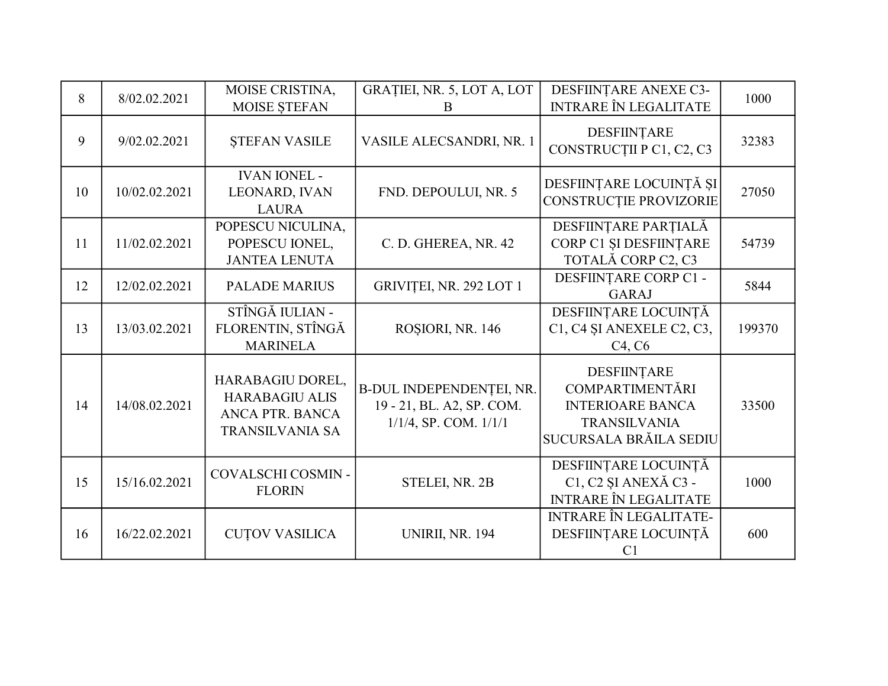| | | | | | |
|---|---|---|---|---|---|
| 8 | 8/02.02.2021 | MOISE CRISTINA, MOISE ȘTEFAN | GRAȚIEI, NR. 5, LOT A, LOT B | DESFIINȚARE ANEXE C3- INTRARE ÎN LEGALITATE | 1000 |
| 9 | 9/02.02.2021 | ȘTEFAN VASILE | VASILE ALECSANDRI, NR. 1 | DESFIINȚARE CONSTRUCȚII P C1, C2, C3 | 32383 |
| 10 | 10/02.02.2021 | IVAN IONEL - LEONARD, IVAN LAURA | FND. DEPOULUI, NR. 5 | DESFIINȚARE LOCUINȚĂ ȘI CONSTRUCȚIE PROVIZORIE | 27050 |
| 11 | 11/02.02.2021 | POPESCU NICULINA, POPESCU IONEL, JANTEA LENUTA | C. D. GHEREA, NR. 42 | DESFIINȚARE PARȚIALĂ CORP C1 ȘI DESFIINȚARE TOTALĂ CORP C2, C3 | 54739 |
| 12 | 12/02.02.2021 | PALADE MARIUS | GRIVIȚEI, NR. 292 LOT 1 | DESFIINȚARE CORP C1 - GARAJ | 5844 |
| 13 | 13/03.02.2021 | STÎNGĂ IULIAN - FLORENTIN, STÎNGĂ MARINELA | ROȘIORI, NR. 146 | DESFIINȚARE LOCUINȚĂ C1, C4 ȘI ANEXELE C2, C3, C4, C6 | 199370 |
| 14 | 14/08.02.2021 | HARABAGIU DOREL, HARABAGIU ALIS ANCA PTR. BANCA TRANSILVANIA SA | B-DUL INDEPENDENȚEI, NR. 19 - 21, BL. A2, SP. COM. 1/1/4, SP. COM. 1/1/1 | DESFIINȚARE COMPARTIMENTĂRI INTERIOARE BANCA TRANSILVANIA SUCURSALA BRĂILA SEDIU | 33500 |
| 15 | 15/16.02.2021 | COVALSCHI COSMIN - FLORIN | STELEI, NR. 2B | DESFIINȚARE LOCUINȚĂ C1, C2 ȘI ANEXĂ C3 - INTRARE ÎN LEGALITATE | 1000 |
| 16 | 16/22.02.2021 | CUȚOV VASILICA | UNIRII, NR. 194 | INTRARE ÎN LEGALITATE- DESFIINȚARE LOCUINȚĂ C1 | 600 |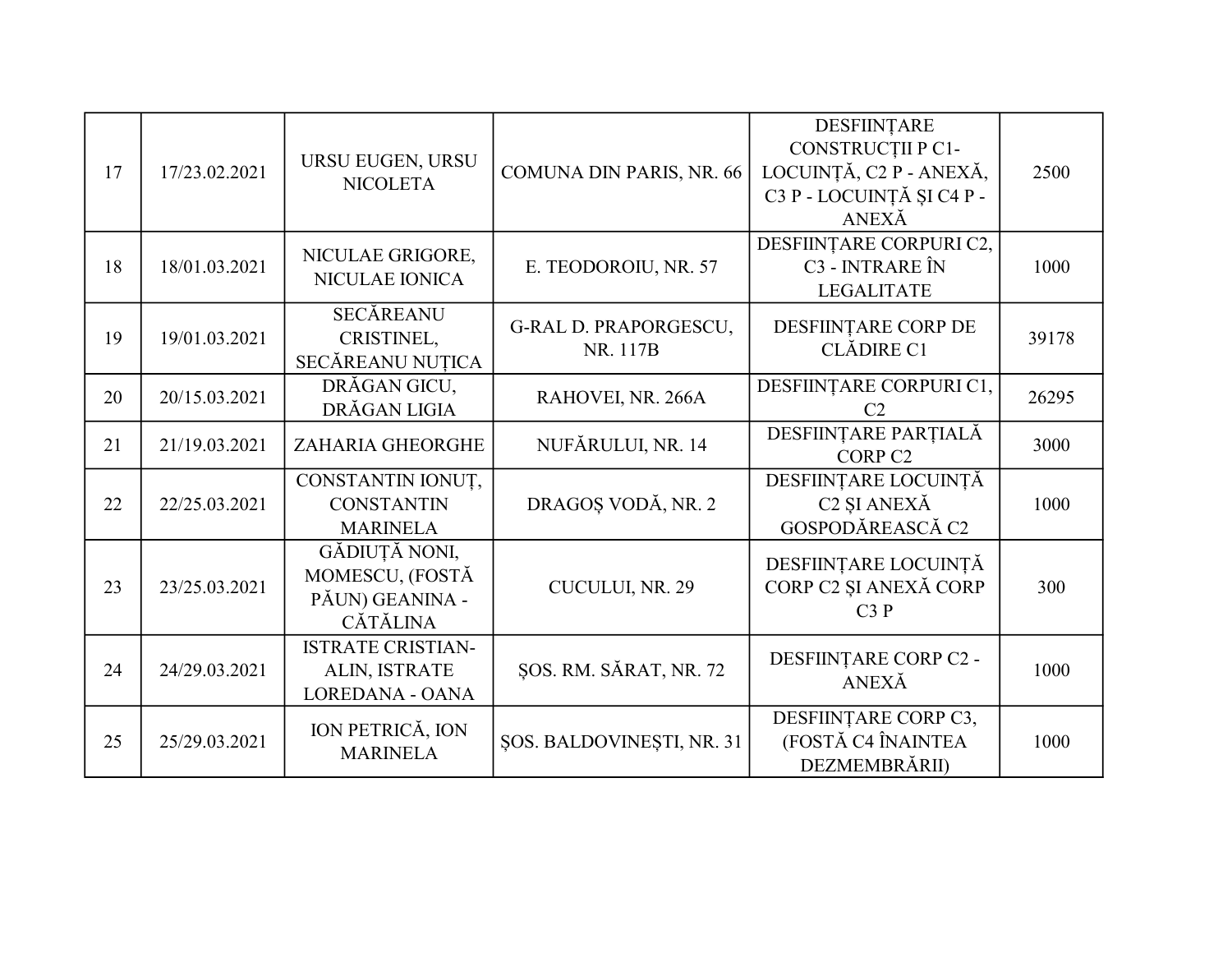| | | | | | |
|---|---|---|---|---|---|
| 17 | 17/23.02.2021 | URSU EUGEN, URSU NICOLETA | COMUNA DIN PARIS, NR. 66 | DESFIINȚARE CONSTRUCȚII P C1-LOCUINȚĂ, C2 P - ANEXĂ, C3 P - LOCUINȚĂ ȘI C4 P - ANEXĂ | 2500 |
| 18 | 18/01.03.2021 | NICULAE GRIGORE, NICULAE IONICA | E. TEODOROIU, NR. 57 | DESFIINȚARE CORPURI C2, C3 - INTRARE ÎN LEGALITATE | 1000 |
| 19 | 19/01.03.2021 | SECĂREANU CRISTINEL, SECĂREANU NUȚICA | G-RAL D. PRAPORGESCU, NR. 117B | DESFIINȚARE CORP DE CLĂDIRE C1 | 39178 |
| 20 | 20/15.03.2021 | DRĂGAN GICU, DRĂGAN LIGIA | RAHOVEI, NR. 266A | DESFIINȚARE CORPURI C1, C2 | 26295 |
| 21 | 21/19.03.2021 | ZAHARIA GHEORGHE | NUFĂRULUI, NR. 14 | DESFIINȚARE PARȚIALĂ CORP C2 | 3000 |
| 22 | 22/25.03.2021 | CONSTANTIN IONUȚ, CONSTANTIN MARINELA | DRAGOȘ VODĂ, NR. 2 | DESFIINȚARE LOCUINȚĂ C2 ȘI ANEXĂ GOSPODĂREASCĂ C2 | 1000 |
| 23 | 23/25.03.2021 | GĂDIUȚĂ NONI, MOMESCU, (FOSTĂ PĂUN) GEANINA - CĂTĂLINA | CUCULUI, NR. 29 | DESFIINȚARE LOCUINȚĂ CORP C2 ȘI ANEXĂ CORP C3 P | 300 |
| 24 | 24/29.03.2021 | ISTRATE CRISTIAN-ALIN, ISTRATE LOREDANA - OANA | ȘOS. RM. SĂRAT, NR. 72 | DESFIINȚARE CORP C2 - ANEXĂ | 1000 |
| 25 | 25/29.03.2021 | ION PETRICĂ, ION MARINELA | ȘOS. BALDOVINEȘTI, NR. 31 | DESFIINȚARE CORP C3, (FOSTĂ C4 ÎNAINTEA DEZMEMBRĂRII) | 1000 |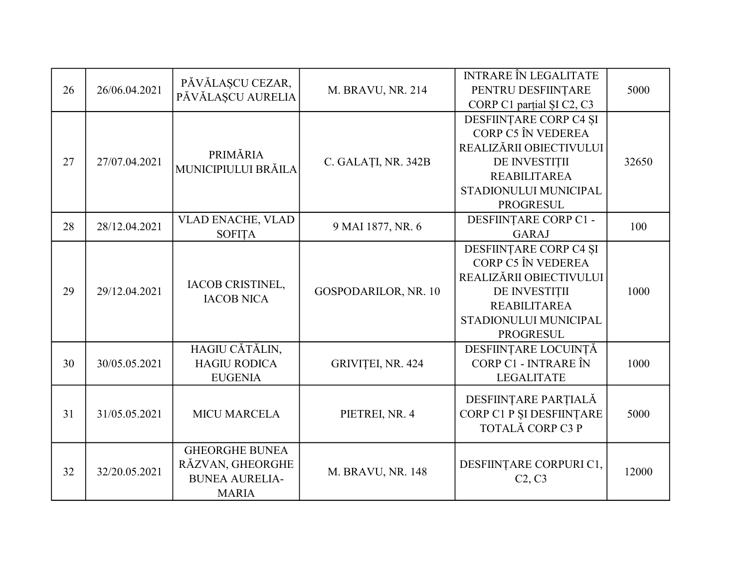| 26 | 26/06.04.2021 | PĂVĂLAȘCU CEZAR, PĂVĂLAȘCU AURELIA | M. BRAVU, NR. 214 | INTRARE ÎN LEGALITATE PENTRU DESFIINȚARE CORP C1 parțial ȘI C2, C3 | 5000 |
|---|---|---|---|---|---|
| 27 | 27/07.04.2021 | PRIMĂRIA MUNICIPIULUI BRĂILA | C. GALAȚI, NR. 342B | DESFIINȚARE CORP C4 ȘI CORP C5 ÎN VEDEREA REALIZĂRII OBIECTIVULUI DE INVESTIȚII REABILITAREA STADIONULUI MUNICIPAL PROGRESUL | 32650 |
| 28 | 28/12.04.2021 | VLAD ENACHE, VLAD SOFIȚA | 9 MAI 1877, NR. 6 | DESFIINȚARE CORP C1 - GARAJ | 100 |
| 29 | 29/12.04.2021 | IACOB CRISTINEL, IACOB NICA | GOSPODARILOR, NR. 10 | DESFIINȚARE CORP C4 ȘI CORP C5 ÎN VEDEREA REALIZĂRII OBIECTIVULUI DE INVESTIȚII REABILITAREA STADIONULUI MUNICIPAL PROGRESUL | 1000 |
| 30 | 30/05.05.2021 | HAGIU CĂTĂLIN, HAGIU RODICA EUGENIA | GRIVIȚEI, NR. 424 | DESFIINȚARE LOCUINȚĂ CORP C1 - INTRARE ÎN LEGALITATE | 1000 |
| 31 | 31/05.05.2021 | MICU MARCELA | PIETREI, NR. 4 | DESFIINȚARE PARȚIALĂ CORP C1 P ȘI DESFIINȚARE TOTALĂ CORP C3 P | 5000 |
| 32 | 32/20.05.2021 | GHEORGHE BUNEA RĂZVAN, GHEORGHE BUNEA AURELIA-MARIA | M. BRAVU, NR. 148 | DESFIINȚARE CORPURI C1, C2, C3 | 12000 |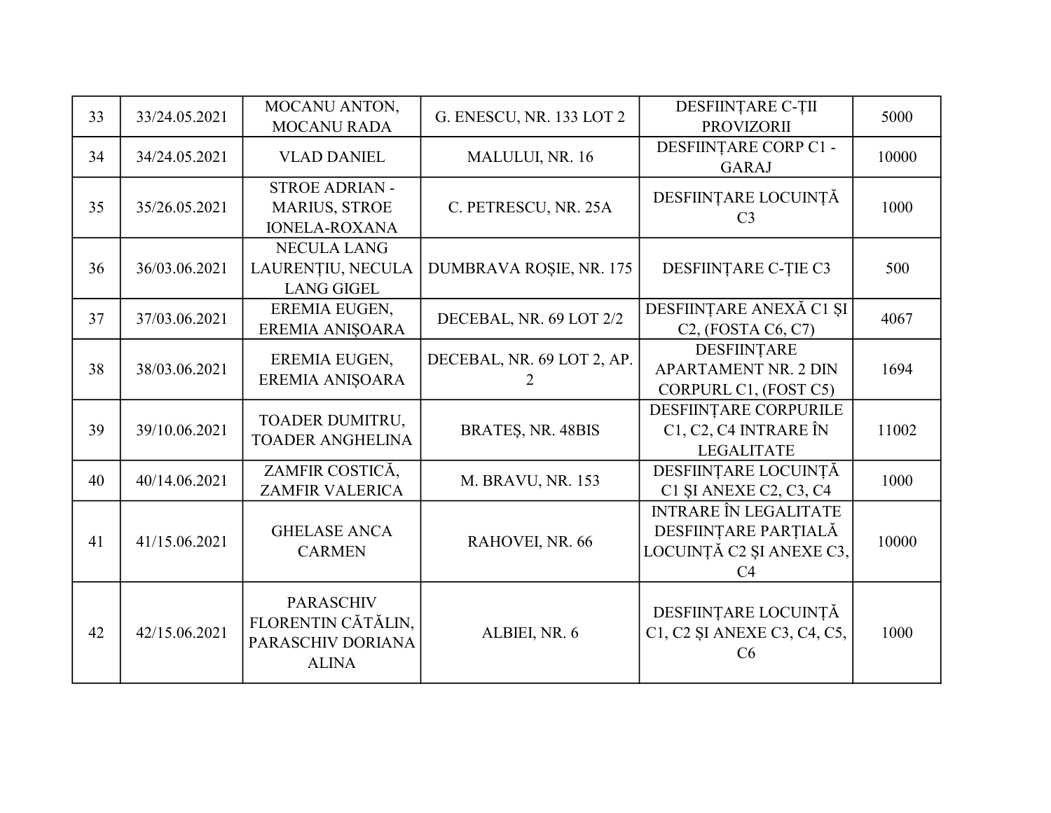| 33 | 33/24.05.2021 | MOCANU ANTON, MOCANU RADA | G. ENESCU, NR. 133 LOT 2 | DESFIINȚARE C-ȚII PROVIZORII | 5000 |
|---|---|---|---|---|---|
| 34 | 34/24.05.2021 | VLAD DANIEL | MALULUI, NR. 16 | DESFIINȚARE CORP C1 - GARAJ | 10000 |
| 35 | 35/26.05.2021 | STROE ADRIAN - MARIUS, STROE IONELA-ROXANA | C. PETRESCU, NR. 25A | DESFIINȚARE LOCUINȚĂ C3 | 1000 |
| 36 | 36/03.06.2021 | NECULA LANG LAURENȚIU, NECULA LANG GIGEL | DUMBRAVA ROȘIE, NR. 175 | DESFIINȚARE C-ȚIE C3 | 500 |
| 37 | 37/03.06.2021 | EREMIA EUGEN, EREMIA ANIȘOARA | DECEBAL, NR. 69 LOT 2/2 | DESFIINȚARE ANEXĂ C1 ȘI C2, (FOSTA C6, C7) | 4067 |
| 38 | 38/03.06.2021 | EREMIA EUGEN, EREMIA ANIȘOARA | DECEBAL, NR. 69 LOT 2, AP. 2 | DESFIINȚARE APARTAMENT NR. 2 DIN CORPURL C1, (FOST C5) | 1694 |
| 39 | 39/10.06.2021 | TOADER DUMITRU, TOADER ANGHELINA | BRATEȘ, NR. 48BIS | DESFIINȚARE CORPURILE C1, C2, C4 INTRARE ÎN LEGALITATE | 11002 |
| 40 | 40/14.06.2021 | ZAMFIR COSTICĂ, ZAMFIR VALERICA | M. BRAVU, NR. 153 | DESFIINȚARE LOCUINȚĂ C1 ȘI ANEXE C2, C3, C4 | 1000 |
| 41 | 41/15.06.2021 | GHELASE ANCA CARMEN | RAHOVEI, NR. 66 | INTRARE ÎN LEGALITATE DESFIINȚARE PARȚIALĂ LOCUINȚĂ C2 ȘI ANEXE C3, C4 | 10000 |
| 42 | 42/15.06.2021 | PARASCHIV FLORENTIN CĂTĂLIN, PARASCHIV DORIANA ALINA | ALBIEI, NR. 6 | DESFIINȚARE LOCUINȚĂ C1, C2 ȘI ANEXE C3, C4, C5, C6 | 1000 |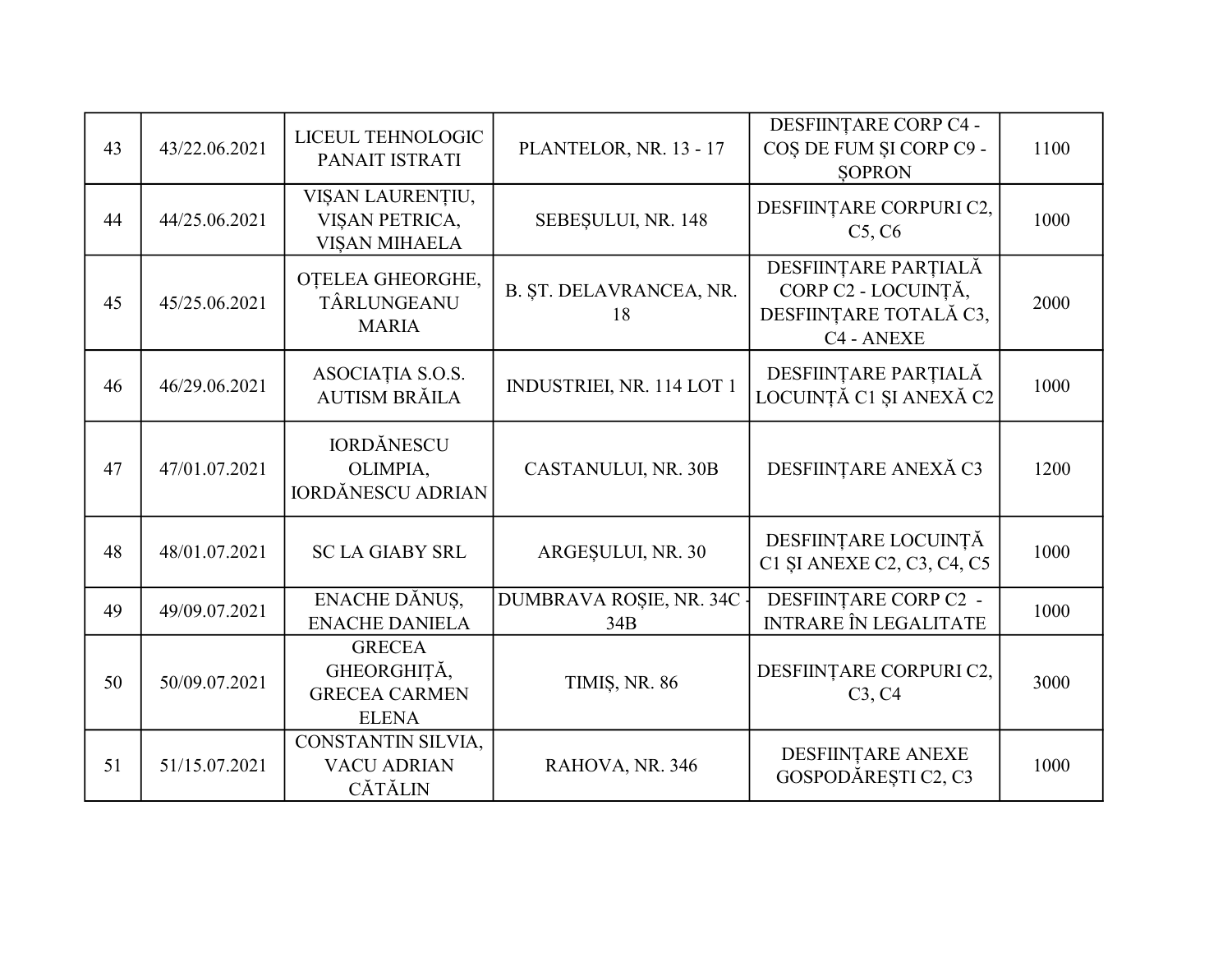| | | | | | |
|---|---|---|---|---|---|
| 43 | 43/22.06.2021 | LICEUL TEHNOLOGIC PANAIT ISTRATI | PLANTELOR, NR. 13 - 17 | DESFIINȚARE CORP C4 - COȘ DE FUM ȘI CORP C9 - ȘOPRON | 1100 |
| 44 | 44/25.06.2021 | VIȘAN LAURENȚIU, VIȘAN PETRICA, VIȘAN MIHAELA | SEBEȘULUI, NR. 148 | DESFIINȚARE CORPURI C2, C5, C6 | 1000 |
| 45 | 45/25.06.2021 | OȚELEA GHEORGHE, TÂRLUNGEANU MARIA | B. ȘT. DELAVRANCEA, NR. 18 | DESFIINȚARE PARȚIALĂ CORP C2 - LOCUINȚĂ, DESFIINȚARE TOTALĂ C3, C4 - ANEXE | 2000 |
| 46 | 46/29.06.2021 | ASOCIAȚIA S.O.S. AUTISM BRĂILA | INDUSTRIEI, NR. 114 LOT 1 | DESFIINȚARE PARȚIALĂ LOCUINȚĂ C1 ȘI ANEXĂ C2 | 1000 |
| 47 | 47/01.07.2021 | IORDĂNESCU OLIMPIA, IORDĂNESCU ADRIAN | CASTANULUI, NR. 30B | DESFIINȚARE ANEXĂ C3 | 1200 |
| 48 | 48/01.07.2021 | SC LA GIABY SRL | ARGEȘULUI, NR. 30 | DESFIINȚARE LOCUINȚĂ C1 ȘI ANEXE C2, C3, C4, C5 | 1000 |
| 49 | 49/09.07.2021 | ENACHE DĂNUȘ, ENACHE DANIELA | DUMBRAVA ROȘIE, NR. 34C - 34B | DESFIINȚARE CORP C2 - INTRARE ÎN LEGALITATE | 1000 |
| 50 | 50/09.07.2021 | GRECEA GHEORGHIȚĂ, GRECEA CARMEN ELENA | TIMIȘ, NR. 86 | DESFIINȚARE CORPURI C2, C3, C4 | 3000 |
| 51 | 51/15.07.2021 | CONSTANTIN SILVIA, VACU ADRIAN CĂTĂLIN | RAHOVA, NR. 346 | DESFIINȚARE ANEXE GOSPODĂREȘTI C2, C3 | 1000 |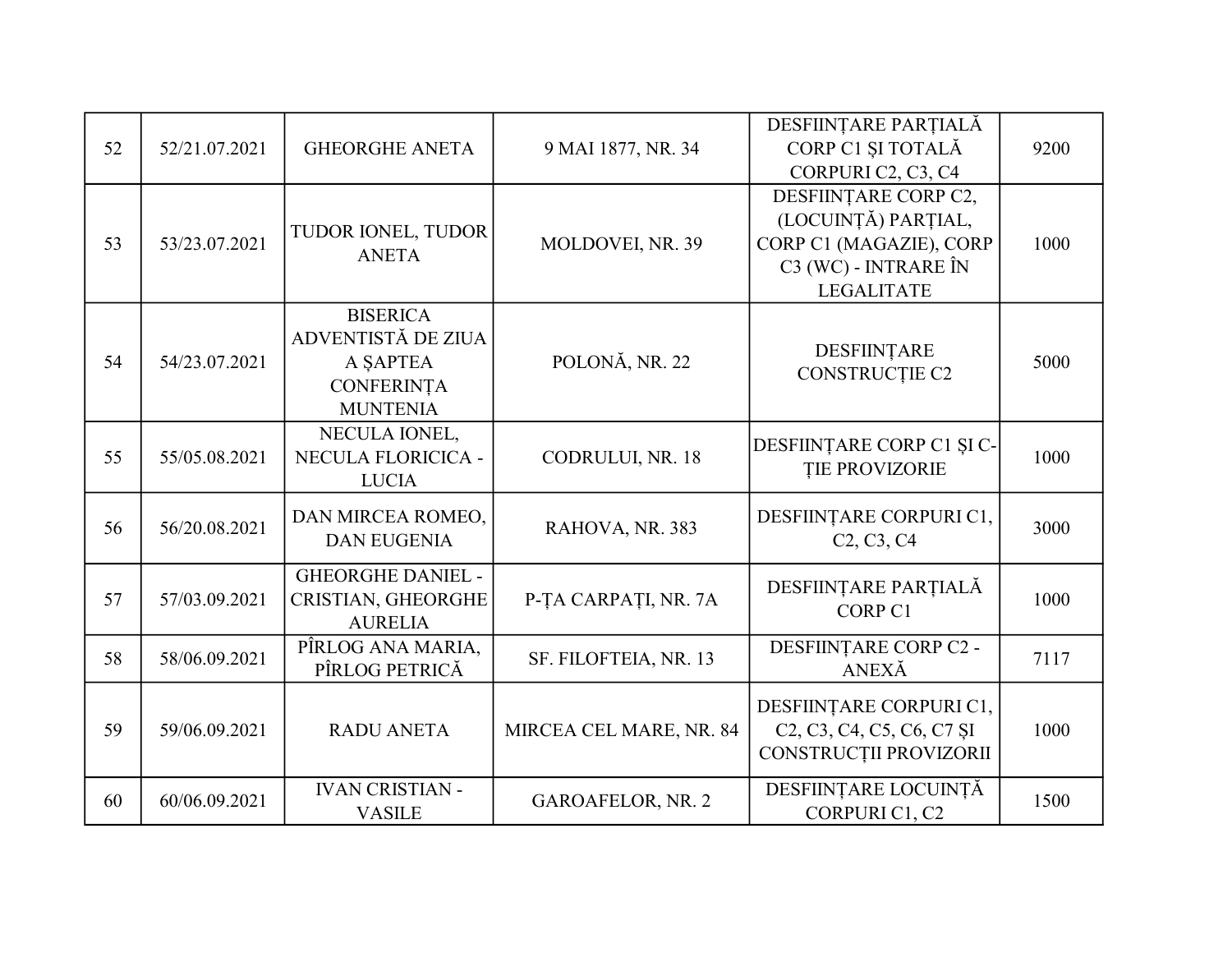| 52 | 52/21.07.2021 | GHEORGHE ANETA | 9 MAI 1877, NR. 34 | DESFIINȚARE PARȚIALĂ CORP C1 ȘI TOTALĂ CORPURI C2, C3, C4 | 9200 |
|---|---|---|---|---|---|
| 53 | 53/23.07.2021 | TUDOR IONEL, TUDOR ANETA | MOLDOVEI, NR. 39 | DESFIINȚARE CORP C2, (LOCUINȚĂ) PARȚIAL, CORP C1 (MAGAZIE), CORP C3 (WC) - INTRARE ÎN LEGALITATE | 1000 |
| 54 | 54/23.07.2021 | BISERICA ADVENTISTĂ DE ZIUA A ȘAPTEA CONFERINȚA MUNTENIA | POLONĂ, NR. 22 | DESFIINȚARE CONSTRUCȚIE C2 | 5000 |
| 55 | 55/05.08.2021 | NECULA IONEL, NECULA FLORICICA - LUCIA | CODRULUI, NR. 18 | DESFIINȚARE CORP C1 ȘI C-ȚIE PROVIZORIE | 1000 |
| 56 | 56/20.08.2021 | DAN MIRCEA ROMEO, DAN EUGENIA | RAHOVA, NR. 383 | DESFIINȚARE CORPURI C1, C2, C3, C4 | 3000 |
| 57 | 57/03.09.2021 | GHEORGHE DANIEL - CRISTIAN, GHEORGHE AURELIA | P-ȚA CARPAȚI, NR. 7A | DESFIINȚARE PARȚIALĂ CORP C1 | 1000 |
| 58 | 58/06.09.2021 | PÎRLOG ANA MARIA, PÎRLOG PETRICĂ | SF. FILOFTEIA, NR. 13 | DESFIINȚARE CORP C2 - ANEXĂ | 7117 |
| 59 | 59/06.09.2021 | RADU ANETA | MIRCEA CEL MARE, NR. 84 | DESFIINȚARE CORPURI C1, C2, C3, C4, C5, C6, C7 ȘI CONSTRUCȚII PROVIZORII | 1000 |
| 60 | 60/06.09.2021 | IVAN CRISTIAN - VASILE | GAROAFELOR, NR. 2 | DESFIINȚARE LOCUINȚĂ CORPURI C1, C2 | 1500 |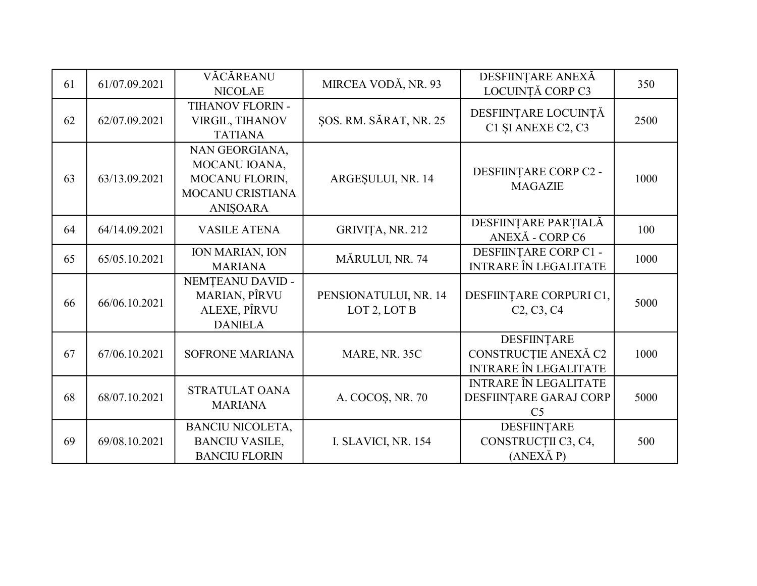| | | | | | |
|---|---|---|---|---|---|
| 61 | 61/07.09.2021 | VĂCĂREANU NICOLAE | MIRCEA VODĂ, NR. 93 | DESFIINȚARE ANEXĂ LOCUINȚĂ CORP C3 | 350 |
| 62 | 62/07.09.2021 | TIHANOV FLORIN - VIRGIL, TIHANOV TATIANA | ȘOS. RM. SĂRAT, NR. 25 | DESFIINȚARE LOCUINȚĂ C1 ȘI ANEXE C2, C3 | 2500 |
| 63 | 63/13.09.2021 | NAN GEORGIANA, MOCANU IOANA, MOCANU FLORIN, MOCANU CRISTIANA ANIȘOARA | ARGEȘULUI, NR. 14 | DESFIINȚARE CORP C2 - MAGAZIE | 1000 |
| 64 | 64/14.09.2021 | VASILE ATENA | GRIVIȚA, NR. 212 | DESFIINȚARE PARȚIALĂ ANEXĂ - CORP C6 | 100 |
| 65 | 65/05.10.2021 | ION MARIAN, ION MARIANA | MĂRULUI, NR. 74 | DESFIINȚARE CORP C1 - INTRARE ÎN LEGALITATE | 1000 |
| 66 | 66/06.10.2021 | NEMȚEANU DAVID - MARIAN, PÎRVU ALEXE, PÎRVU DANIELA | PENSIONATULUI, NR. 14 LOT 2, LOT B | DESFIINȚARE CORPURI C1, C2, C3, C4 | 5000 |
| 67 | 67/06.10.2021 | SOFRONE MARIANA | MARE, NR. 35C | DESFIINȚARE CONSTRUCȚIE ANEXĂ C2 INTRARE ÎN LEGALITATE | 1000 |
| 68 | 68/07.10.2021 | STRATULAT OANA MARIANA | A. COCOȘ, NR. 70 | INTRARE ÎN LEGALITATE DESFIINȚARE GARAJ CORP C5 | 5000 |
| 69 | 69/08.10.2021 | BANCIU NICOLETA, BANCIU VASILE, BANCIU FLORIN | I. SLAVICI, NR. 154 | DESFIINȚARE CONSTRUCȚII C3, C4, (ANEXĂ P) | 500 |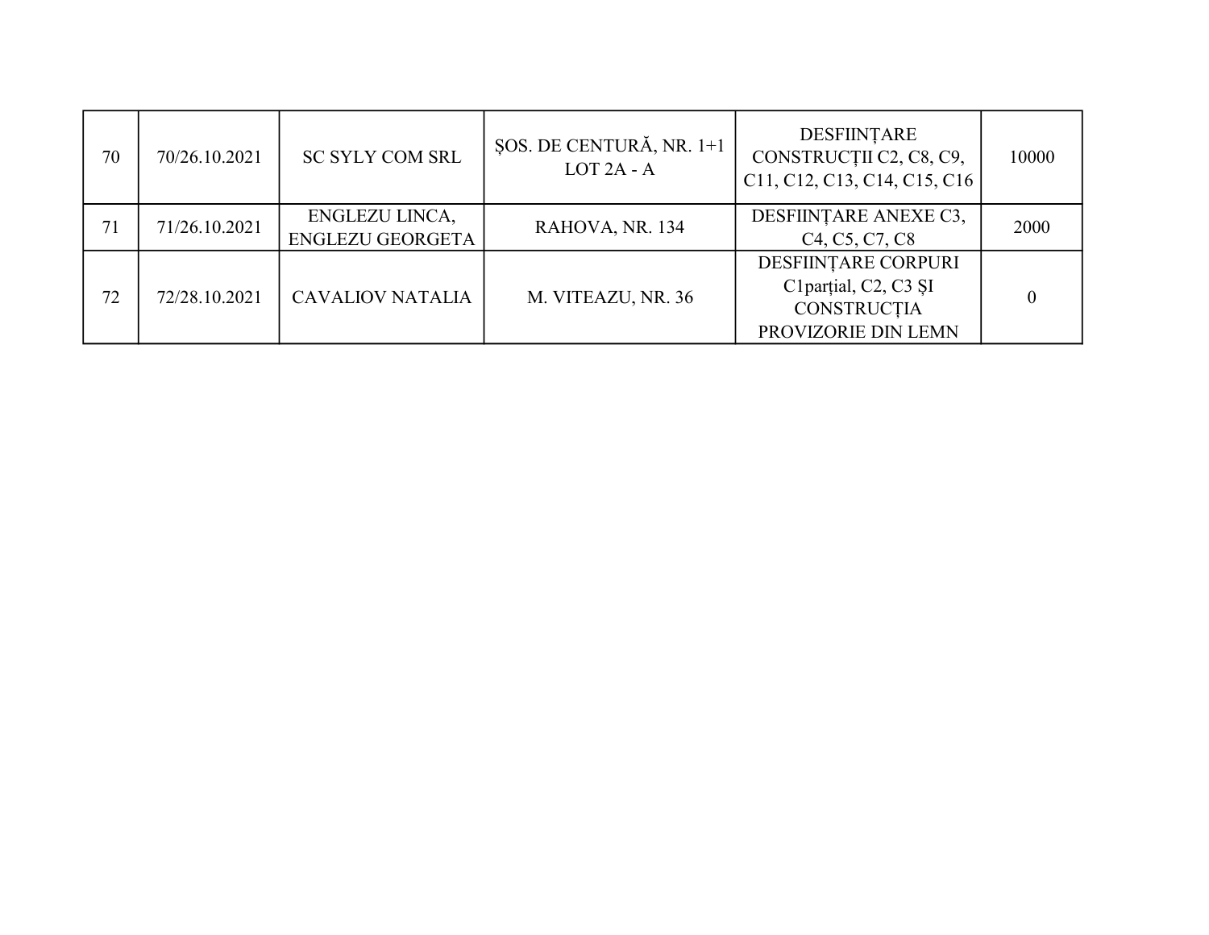| | | | | | |
|---|---|---|---|---|---|
| 70 | 70/26.10.2021 | SC SYLY COM SRL | ȘOS. DE CENTURĂ, NR. 1+1 LOT 2A - A | DESFIINȚARE CONSTRUCȚII C2, C8, C9, C11, C12, C13, C14, C15, C16 | 10000 |
| 71 | 71/26.10.2021 | ENGLEZU LINCA, ENGLEZU GEORGETA | RAHOVA, NR. 134 | DESFIINȚARE ANEXE C3, C4, C5, C7, C8 | 2000 |
| 72 | 72/28.10.2021 | CAVALIOV NATALIA | M. VITEAZU, NR. 36 | DESFIINȚARE CORPURI C1parțial, C2, C3 ȘI CONSTRUCȚIA PROVIZORIE DIN LEMN | 0 |